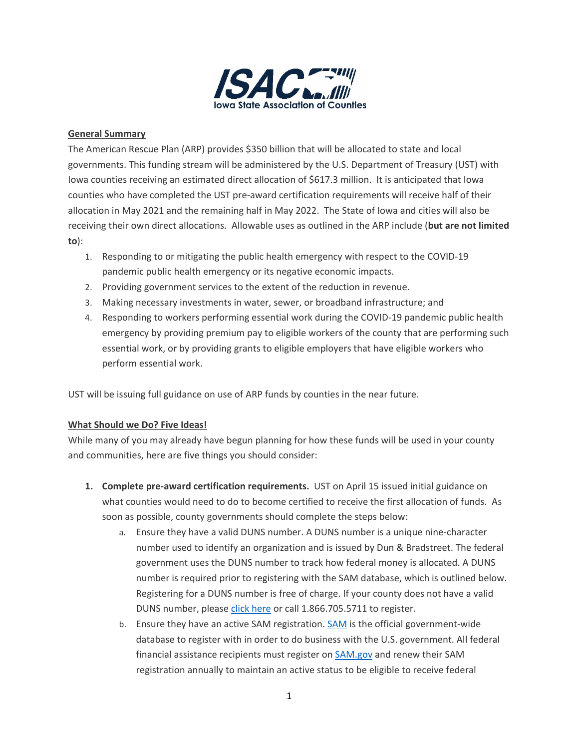**Iowa State Association of Counties**

**General Summary**

The American Rescue Plan (ARP) provides $350 billion that will be allocated to state and local governments. This funding stream will be administered by the U.S. Department of Treasury (UST) with Iowa counties receiving an estimated direct allocation of $617.3 million. It is anticipated that Iowa counties who have completed the UST pre-award certification requirements will receive half of their allocation in May 2021 and the remaining half in May 2022. The State of Iowa and cities will also be receiving their own direct allocations. Allowable uses as outlined in the ARP include (**but are not limited to**):

1. Responding to or mitigating the public health emergency with respect to the COVID-19 pandemic public health emergency or its negative economic impacts.
2. Providing government services to the extent of the reduction in revenue.
3. Making necessary investments in water, sewer, or broadband infrastructure; and
4. Responding to workers performing essential work during the COVID-19 pandemic public health emergency by providing premium pay to eligible workers of the county that are performing such essential work, or by providing grants to eligible employers that have eligible workers who perform essential work.

UST will be issuing full guidance on use of ARP funds by counties in the near future.

**What Should we Do? Five Ideas!**

While many of you may already have begun planning for how these funds will be used in your county and communities, here are five things you should consider:

1. **Complete pre-award certification requirements.** UST on April 15 issued initial guidance on what counties would need to do to become certified to receive the first allocation of funds. As soon as possible, county governments should complete the steps below:
   a. Ensure they have a valid DUNS number. A DUNS number is a unique nine-character number used to identify an organization and is issued by Dun & Bradstreet. The federal government uses the DUNS number to track how federal money is allocated. A DUNS number is required prior to registering with the SAM database, which is outlined below. Registering for a DUNS number is free of charge. If your county does not have a valid DUNS number, please click here or call 1.866.705.5711 to register.
   b. Ensure they have an active SAM registration. SAM is the official government-wide database to register with in order to do business with the U.S. government. All federal financial assistance recipients must register on SAM.gov and renew their SAM registration annually to maintain an active status to be eligible to receive federal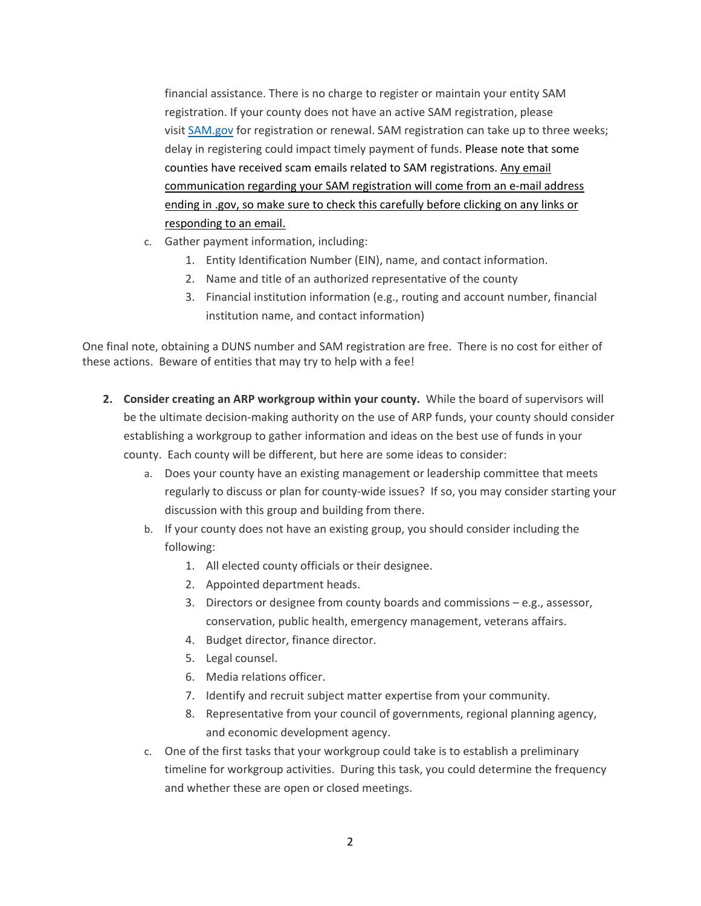financial assistance. There is no charge to register or maintain your entity SAM registration. If your county does not have an active SAM registration, please visit [SAM.gov](SAM.gov) for registration or renewal. SAM registration can take up to three weeks; delay in registering could impact timely payment of funds. Please note that some counties have received scam emails related to SAM registrations. <u>Any email communication regarding your SAM registration will come from an e-mail address ending in .gov, so make sure to check this carefully before clicking on any links or responding to an email.</u>

   c. Gather payment information, including:
      1. Entity Identification Number (EIN), name, and contact information.
      2. Name and title of an authorized representative of the county
      3. Financial institution information (e.g., routing and account number, financial institution name, and contact information)

One final note, obtaining a DUNS number and SAM registration are free. There is no cost for either of these actions. Beware of entities that may try to help with a fee!

2. **Consider creating an ARP workgroup within your county.** While the board of supervisors will be the ultimate decision-making authority on the use of ARP funds, your county should consider establishing a workgroup to gather information and ideas on the best use of funds in your county. Each county will be different, but here are some ideas to consider:
   a. Does your county have an existing management or leadership committee that meets regularly to discuss or plan for county-wide issues? If so, you may consider starting your discussion with this group and building from there.
   b. If your county does not have an existing group, you should consider including the following:
      1. All elected county officials or their designee.
      2. Appointed department heads.
      3. Directors or designee from county boards and commissions – e.g., assessor, conservation, public health, emergency management, veterans affairs.
      4. Budget director, finance director.
      5. Legal counsel.
      6. Media relations officer.
      7. Identify and recruit subject matter expertise from your community.
      8. Representative from your council of governments, regional planning agency, and economic development agency.
   c. One of the first tasks that your workgroup could take is to establish a preliminary timeline for workgroup activities. During this task, you could determine the frequency and whether these are open or closed meetings.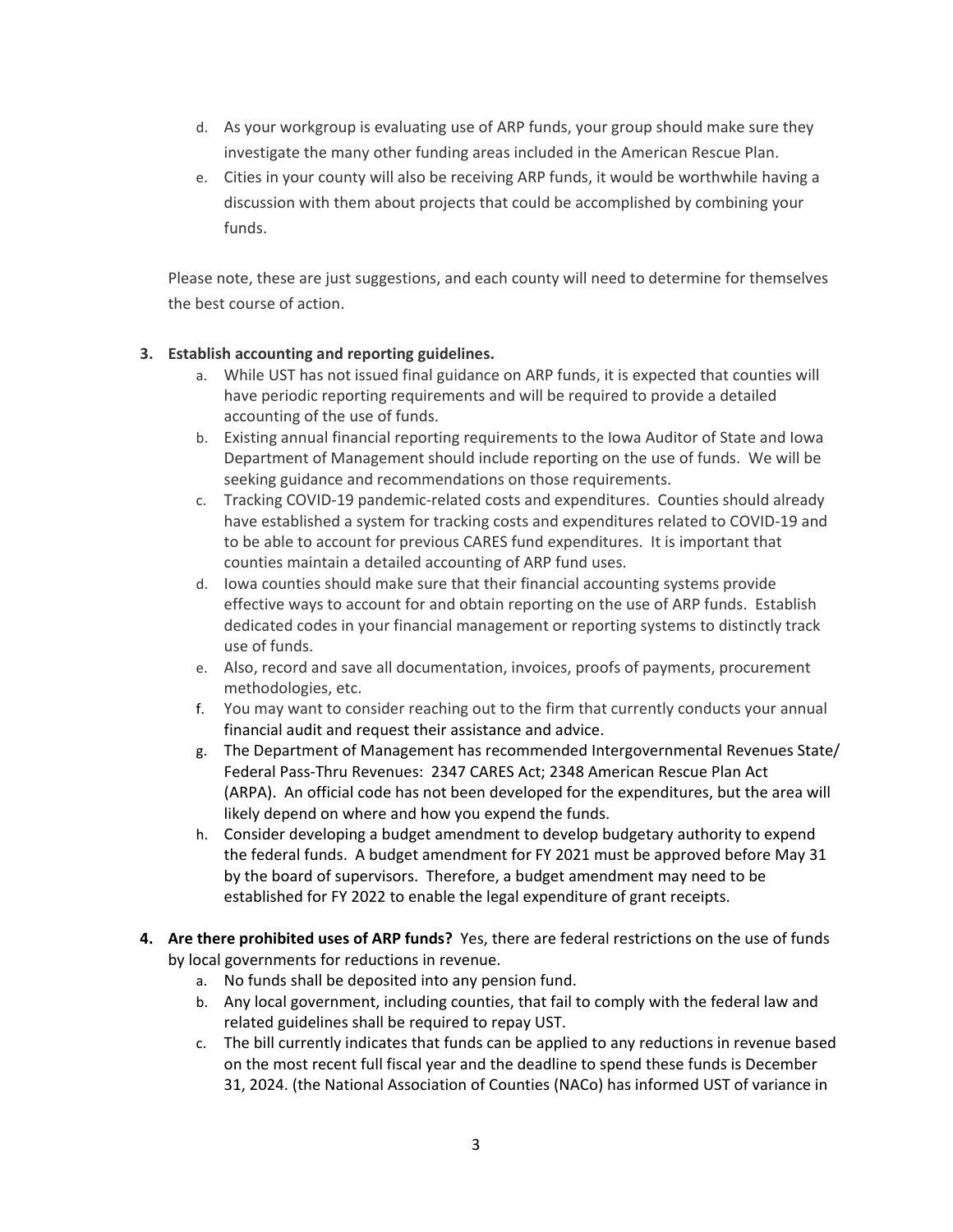d. As your workgroup is evaluating use of ARP funds, your group should make sure they investigate the many other funding areas included in the American Rescue Plan.

e. Cities in your county will also be receiving ARP funds, it would be worthwhile having a discussion with them about projects that could be accomplished by combining your funds.

Please note, these are just suggestions, and each county will need to determine for themselves the best course of action.

3. **Establish accounting and reporting guidelines.**

   a. While UST has not issued final guidance on ARP funds, it is expected that counties will have periodic reporting requirements and will be required to provide a detailed accounting of the use of funds.

   b. Existing annual financial reporting requirements to the Iowa Auditor of State and Iowa Department of Management should include reporting on the use of funds. We will be seeking guidance and recommendations on those requirements.

   c. Tracking COVID-19 pandemic-related costs and expenditures. Counties should already have established a system for tracking costs and expenditures related to COVID-19 and to be able to account for previous CARES fund expenditures. It is important that counties maintain a detailed accounting of ARP fund uses.

   d. Iowa counties should make sure that their financial accounting systems provide effective ways to account for and obtain reporting on the use of ARP funds. Establish dedicated codes in your financial management or reporting systems to distinctly track use of funds.

   e. Also, record and save all documentation, invoices, proofs of payments, procurement methodologies, etc.

   f. You may want to consider reaching out to the firm that currently conducts your annual financial audit and request their assistance and advice.

   g. The Department of Management has recommended Intergovernmental Revenues State/ Federal Pass-Thru Revenues: 2347 CARES Act; 2348 American Rescue Plan Act (ARPA). An official code has not been developed for the expenditures, but the area will likely depend on where and how you expend the funds.

   h. Consider developing a budget amendment to develop budgetary authority to expend the federal funds. A budget amendment for FY 2021 must be approved before May 31 by the board of supervisors. Therefore, a budget amendment may need to be established for FY 2022 to enable the legal expenditure of grant receipts.

4. **Are there prohibited uses of ARP funds?** Yes, there are federal restrictions on the use of funds by local governments for reductions in revenue.

   a. No funds shall be deposited into any pension fund.

   b. Any local government, including counties, that fail to comply with the federal law and related guidelines shall be required to repay UST.

   c. The bill currently indicates that funds can be applied to any reductions in revenue based on the most recent full fiscal year and the deadline to spend these funds is December 31, 2024. (the National Association of Counties (NACo) has informed UST of variance in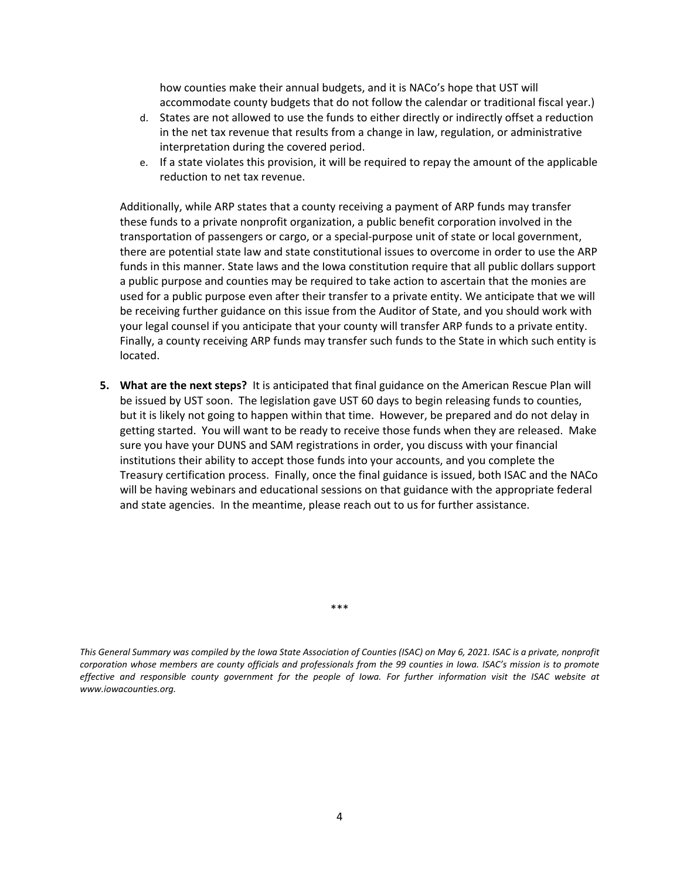how counties make their annual budgets, and it is NACo's hope that UST will accommodate county budgets that do not follow the calendar or traditional fiscal year.)

   d. States are not allowed to use the funds to either directly or indirectly offset a reduction in the net tax revenue that results from a change in law, regulation, or administrative interpretation during the covered period.
   e. If a state violates this provision, it will be required to repay the amount of the applicable reduction to net tax revenue.

Additionally, while ARP states that a county receiving a payment of ARP funds may transfer these funds to a private nonprofit organization, a public benefit corporation involved in the transportation of passengers or cargo, or a special-purpose unit of state or local government, there are potential state law and state constitutional issues to overcome in order to use the ARP funds in this manner. State laws and the Iowa constitution require that all public dollars support a public purpose and counties may be required to take action to ascertain that the monies are used for a public purpose even after their transfer to a private entity. We anticipate that we will be receiving further guidance on this issue from the Auditor of State, and you should work with your legal counsel if you anticipate that your county will transfer ARP funds to a private entity. Finally, a county receiving ARP funds may transfer such funds to the State in which such entity is located.

5. **What are the next steps?** It is anticipated that final guidance on the American Rescue Plan will be issued by UST soon. The legislation gave UST 60 days to begin releasing funds to counties, but it is likely not going to happen within that time. However, be prepared and do not delay in getting started. You will want to be ready to receive those funds when they are released. Make sure you have your DUNS and SAM registrations in order, you discuss with your financial institutions their ability to accept those funds into your accounts, and you complete the Treasury certification process. Finally, once the final guidance is issued, both ISAC and the NACo will be having webinars and educational sessions on that guidance with the appropriate federal and state agencies. In the meantime, please reach out to us for further assistance.

\*\*\*

*This General Summary was compiled by the Iowa State Association of Counties (ISAC) on May 6, 2021. ISAC is a private, nonprofit corporation whose members are county officials and professionals from the 99 counties in Iowa. ISAC's mission is to promote effective and responsible county government for the people of Iowa. For further information visit the ISAC website at www.iowacounties.org.*